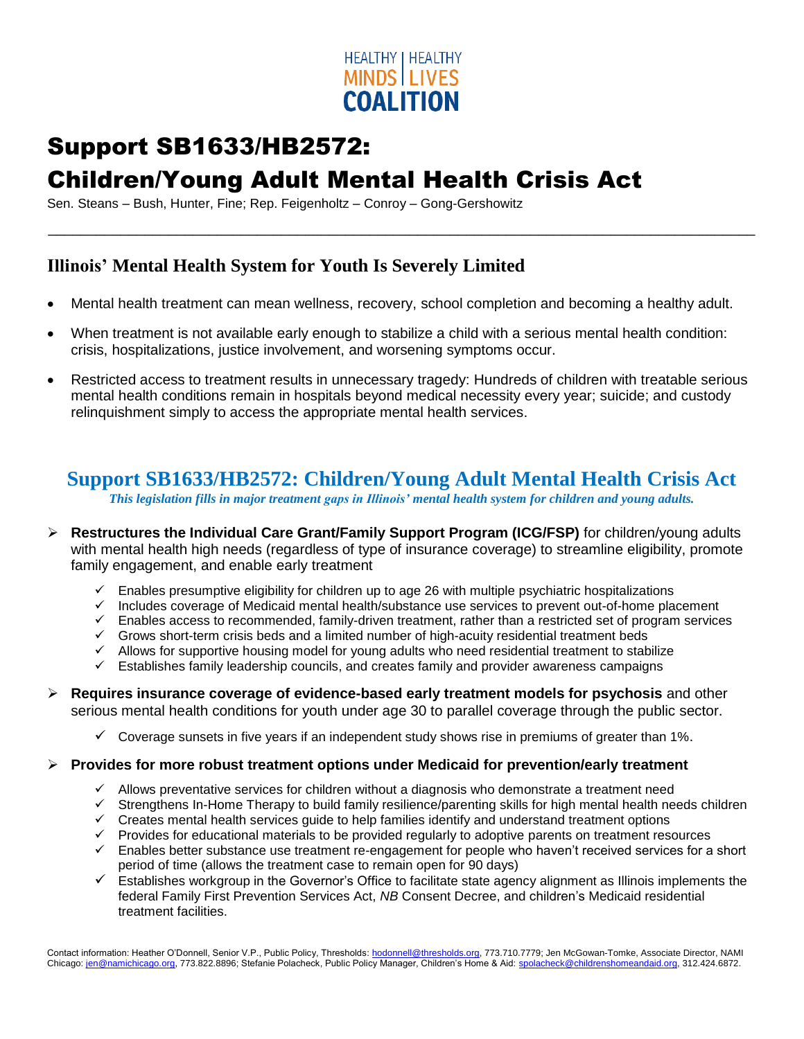HEALTHY | HEALTHY
MINDS | LIVES
COALITION

# Support SB1633/HB2572: Children/Young Adult Mental Health Crisis Act

Sen. Steans – Bush, Hunter, Fine; Rep. Feigenholtz – Conroy – Gong-Gershowitz

## Illinois' Mental Health System for Youth Is Severely Limited

- Mental health treatment can mean wellness, recovery, school completion and becoming a healthy adult.
- When treatment is not available early enough to stabilize a child with a serious mental health condition: crisis, hospitalizations, justice involvement, and worsening symptoms occur.
- Restricted access to treatment results in unnecessary tragedy: Hundreds of children with treatable serious mental health conditions remain in hospitals beyond medical necessity every year; suicide; and custody relinquishment simply to access the appropriate mental health services.

## Support SB1633/HB2572: Children/Young Adult Mental Health Crisis Act

*This legislation fills in major treatment gaps in Illinois' mental health system for children and young adults.*

- **Restructures the Individual Care Grant/Family Support Program (ICG/FSP)** for children/young adults with mental health high needs (regardless of type of insurance coverage) to streamline eligibility, promote family engagement, and enable early treatment
  - ✓ Enables presumptive eligibility for children up to age 26 with multiple psychiatric hospitalizations
  - ✓ Includes coverage of Medicaid mental health/substance use services to prevent out-of-home placement
  - ✓ Enables access to recommended, family-driven treatment, rather than a restricted set of program services
  - ✓ Grows short-term crisis beds and a limited number of high-acuity residential treatment beds
  - ✓ Allows for supportive housing model for young adults who need residential treatment to stabilize
  - ✓ Establishes family leadership councils, and creates family and provider awareness campaigns
- **Requires insurance coverage of evidence-based early treatment models for psychosis** and other serious mental health conditions for youth under age 30 to parallel coverage through the public sector.
  - ✓ Coverage sunsets in five years if an independent study shows rise in premiums of greater than 1%.
- **Provides for more robust treatment options under Medicaid for prevention/early treatment**
  - ✓ Allows preventative services for children without a diagnosis who demonstrate a treatment need
  - ✓ Strengthens In-Home Therapy to build family resilience/parenting skills for high mental health needs children
  - ✓ Creates mental health services guide to help families identify and understand treatment options
  - ✓ Provides for educational materials to be provided regularly to adoptive parents on treatment resources
  - ✓ Enables better substance use treatment re-engagement for people who haven't received services for a short period of time (allows the treatment case to remain open for 90 days)
  - ✓ Establishes workgroup in the Governor's Office to facilitate state agency alignment as Illinois implements the federal Family First Prevention Services Act, *NB* Consent Decree, and children's Medicaid residential treatment facilities.

Contact information: Heather O'Donnell, Senior V.P., Public Policy, Thresholds: hodonnell@thresholds.org, 773.710.7779; Jen McGowan-Tomke, Associate Director, NAMI Chicago: jen@namichicago.org, 773.822.8896; Stefanie Polacheck, Public Policy Manager, Children's Home & Aid: spolacheck@childrenshomeandaid.org, 312.424.6872.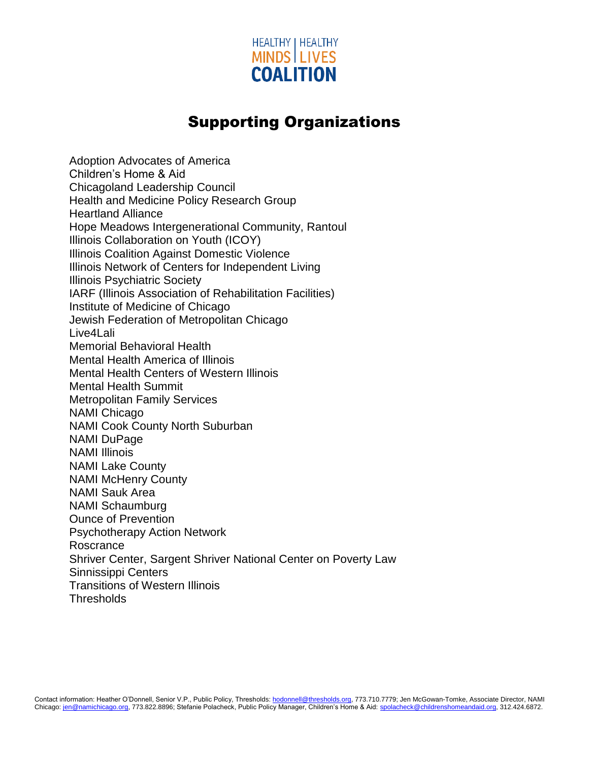HEALTHY | HEALTHY
MINDS | LIVES
COALITION

# Supporting Organizations

Adoption Advocates of America
Children's Home & Aid
Chicagoland Leadership Council
Health and Medicine Policy Research Group
Heartland Alliance
Hope Meadows Intergenerational Community, Rantoul
Illinois Collaboration on Youth (ICOY)
Illinois Coalition Against Domestic Violence
Illinois Network of Centers for Independent Living
Illinois Psychiatric Society
IARF (Illinois Association of Rehabilitation Facilities)
Institute of Medicine of Chicago
Jewish Federation of Metropolitan Chicago
Live4Lali
Memorial Behavioral Health
Mental Health America of Illinois
Mental Health Centers of Western Illinois
Mental Health Summit
Metropolitan Family Services
NAMI Chicago
NAMI Cook County North Suburban
NAMI DuPage
NAMI Illinois
NAMI Lake County
NAMI McHenry County
NAMI Sauk Area
NAMI Schaumburg
Ounce of Prevention
Psychotherapy Action Network
Roscrance
Shriver Center, Sargent Shriver National Center on Poverty Law
Sinnissippi Centers
Transitions of Western Illinois
Thresholds

Contact information: Heather O'Donnell, Senior V.P., Public Policy, Thresholds: hodonnell@thresholds.org, 773.710.7779; Jen McGowan-Tomke, Associate Director, NAMI Chicago: jen@namichicago.org, 773.822.8896; Stefanie Polacheck, Public Policy Manager, Children's Home & Aid: spolacheck@childrenshomeandaid.org, 312.424.6872.